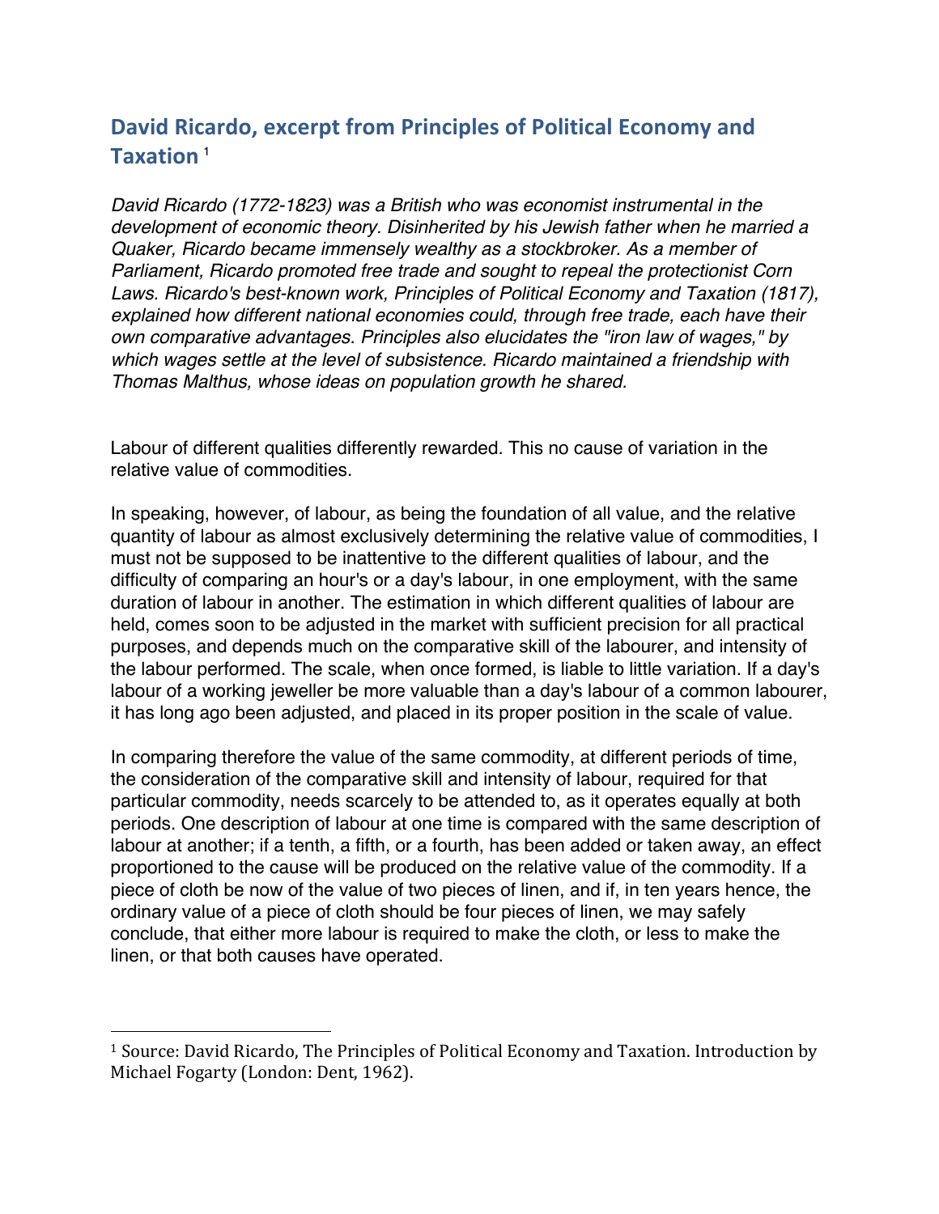## David Ricardo, excerpt from Principles of Political Economy and Taxation [1]

*David Ricardo (1772-1823) was a British who was economist instrumental in the development of economic theory. Disinherited by his Jewish father when he married a Quaker, Ricardo became immensely wealthy as a stockbroker. As a member of Parliament, Ricardo promoted free trade and sought to repeal the protectionist Corn Laws. Ricardo's best-known work, Principles of Political Economy and Taxation (1817), explained how different national economies could, through free trade, each have their own comparative advantages. Principles also elucidates the "iron law of wages," by which wages settle at the level of subsistence. Ricardo maintained a friendship with Thomas Malthus, whose ideas on population growth he shared.*

Labour of different qualities differently rewarded. This no cause of variation in the relative value of commodities.

In speaking, however, of labour, as being the foundation of all value, and the relative quantity of labour as almost exclusively determining the relative value of commodities, I must not be supposed to be inattentive to the different qualities of labour, and the difficulty of comparing an hour's or a day's labour, in one employment, with the same duration of labour in another. The estimation in which different qualities of labour are held, comes soon to be adjusted in the market with sufficient precision for all practical purposes, and depends much on the comparative skill of the labourer, and intensity of the labour performed. The scale, when once formed, is liable to little variation. If a day's labour of a working jeweller be more valuable than a day's labour of a common labourer, it has long ago been adjusted, and placed in its proper position in the scale of value.

In comparing therefore the value of the same commodity, at different periods of time, the consideration of the comparative skill and intensity of labour, required for that particular commodity, needs scarcely to be attended to, as it operates equally at both periods. One description of labour at one time is compared with the same description of labour at another; if a tenth, a fifth, or a fourth, has been added or taken away, an effect proportioned to the cause will be produced on the relative value of the commodity. If a piece of cloth be now of the value of two pieces of linen, and if, in ten years hence, the ordinary value of a piece of cloth should be four pieces of linen, we may safely conclude, that either more labour is required to make the cloth, or less to make the linen, or that both causes have operated.

---

[1] Source: David Ricardo, The Principles of Political Economy and Taxation. Introduction by Michael Fogarty (London: Dent, 1962).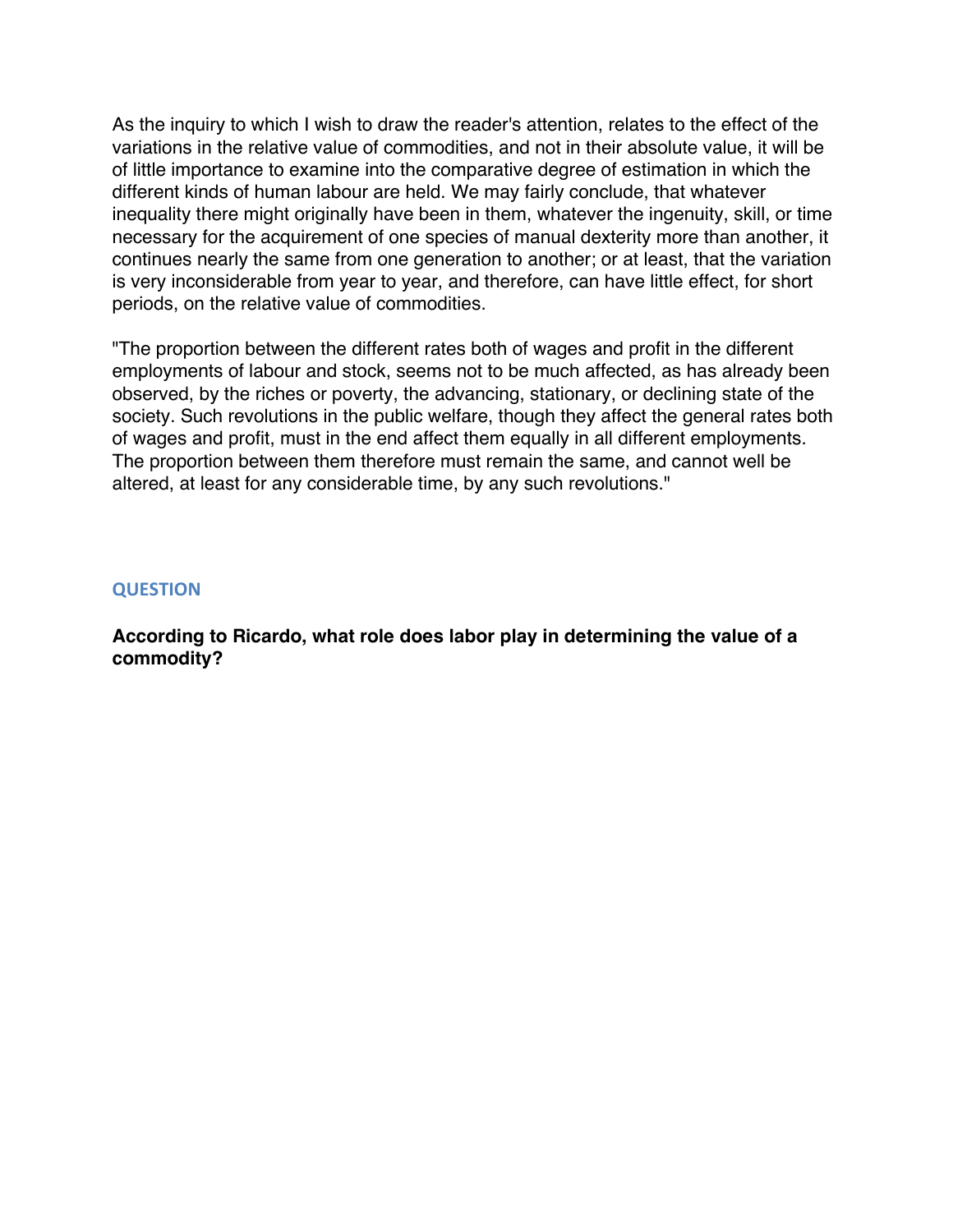As the inquiry to which I wish to draw the reader's attention, relates to the effect of the variations in the relative value of commodities, and not in their absolute value, it will be of little importance to examine into the comparative degree of estimation in which the different kinds of human labour are held. We may fairly conclude, that whatever inequality there might originally have been in them, whatever the ingenuity, skill, or time necessary for the acquirement of one species of manual dexterity more than another, it continues nearly the same from one generation to another; or at least, that the variation is very inconsiderable from year to year, and therefore, can have little effect, for short periods, on the relative value of commodities.

"The proportion between the different rates both of wages and profit in the different employments of labour and stock, seems not to be much affected, as has already been observed, by the riches or poverty, the advancing, stationary, or declining state of the society. Such revolutions in the public welfare, though they affect the general rates both of wages and profit, must in the end affect them equally in all different employments. The proportion between them therefore must remain the same, and cannot well be altered, at least for any considerable time, by any such revolutions."

### QUESTION

**According to Ricardo, what role does labor play in determining the value of a commodity?**